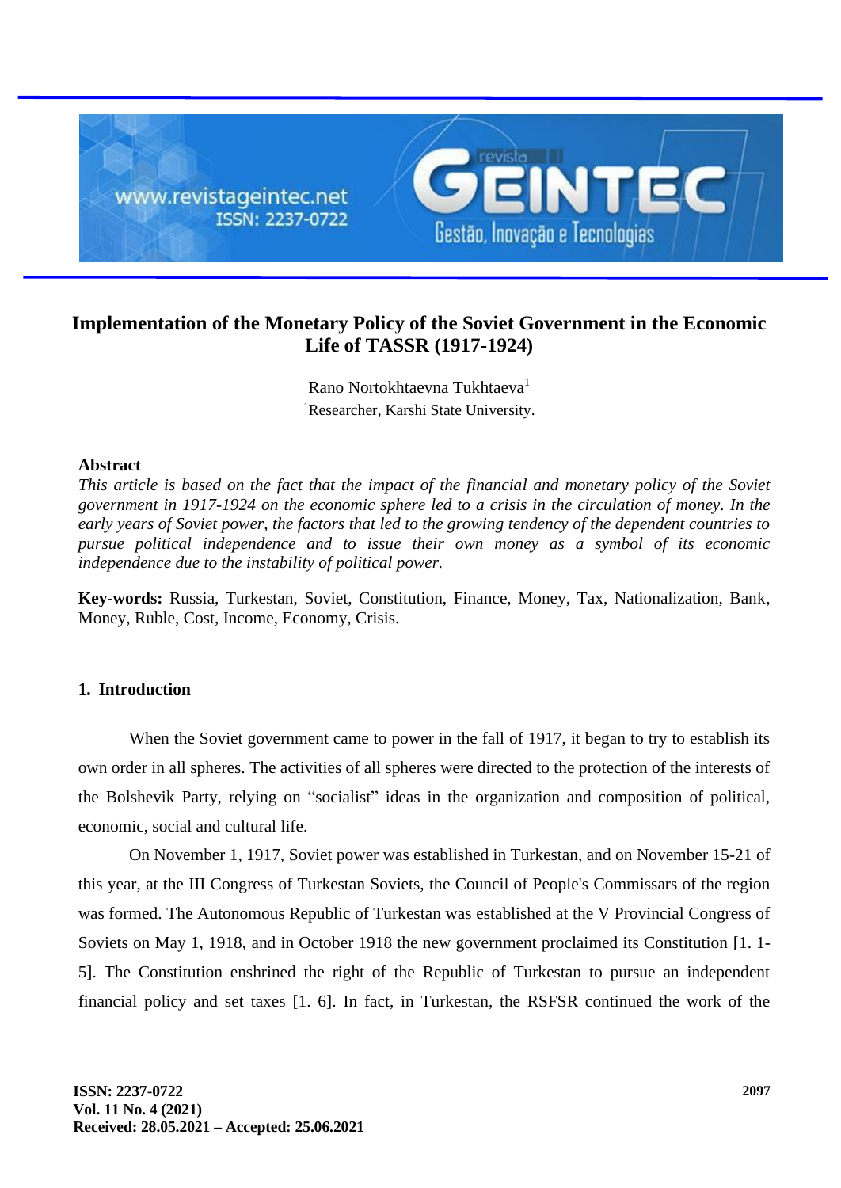# Implementation of the Monetary Policy of the Soviet Government in the Economic Life of TASSR (1917-1924)

Rano Nortokhtaevna Tukhtaeva[1]

[1]Researcher, Karshi State University.

**Abstract**

*This article is based on the fact that the impact of the financial and monetary policy of the Soviet government in 1917-1924 on the economic sphere led to a crisis in the circulation of money. In the early years of Soviet power, the factors that led to the growing tendency of the dependent countries to pursue political independence and to issue their own money as a symbol of its economic independence due to the instability of political power.*

**Key-words:** Russia, Turkestan, Soviet, Constitution, Finance, Money, Tax, Nationalization, Bank, Money, Ruble, Cost, Income, Economy, Crisis.

## 1. Introduction

When the Soviet government came to power in the fall of 1917, it began to try to establish its own order in all spheres. The activities of all spheres were directed to the protection of the interests of the Bolshevik Party, relying on "socialist" ideas in the organization and composition of political, economic, social and cultural life.

On November 1, 1917, Soviet power was established in Turkestan, and on November 15-21 of this year, at the III Congress of Turkestan Soviets, the Council of People's Commissars of the region was formed. The Autonomous Republic of Turkestan was established at the V Provincial Congress of Soviets on May 1, 1918, and in October 1918 the new government proclaimed its Constitution [1. 1-5]. The Constitution enshrined the right of the Republic of Turkestan to pursue an independent financial policy and set taxes [1. 6]. In fact, in Turkestan, the RSFSR continued the work of the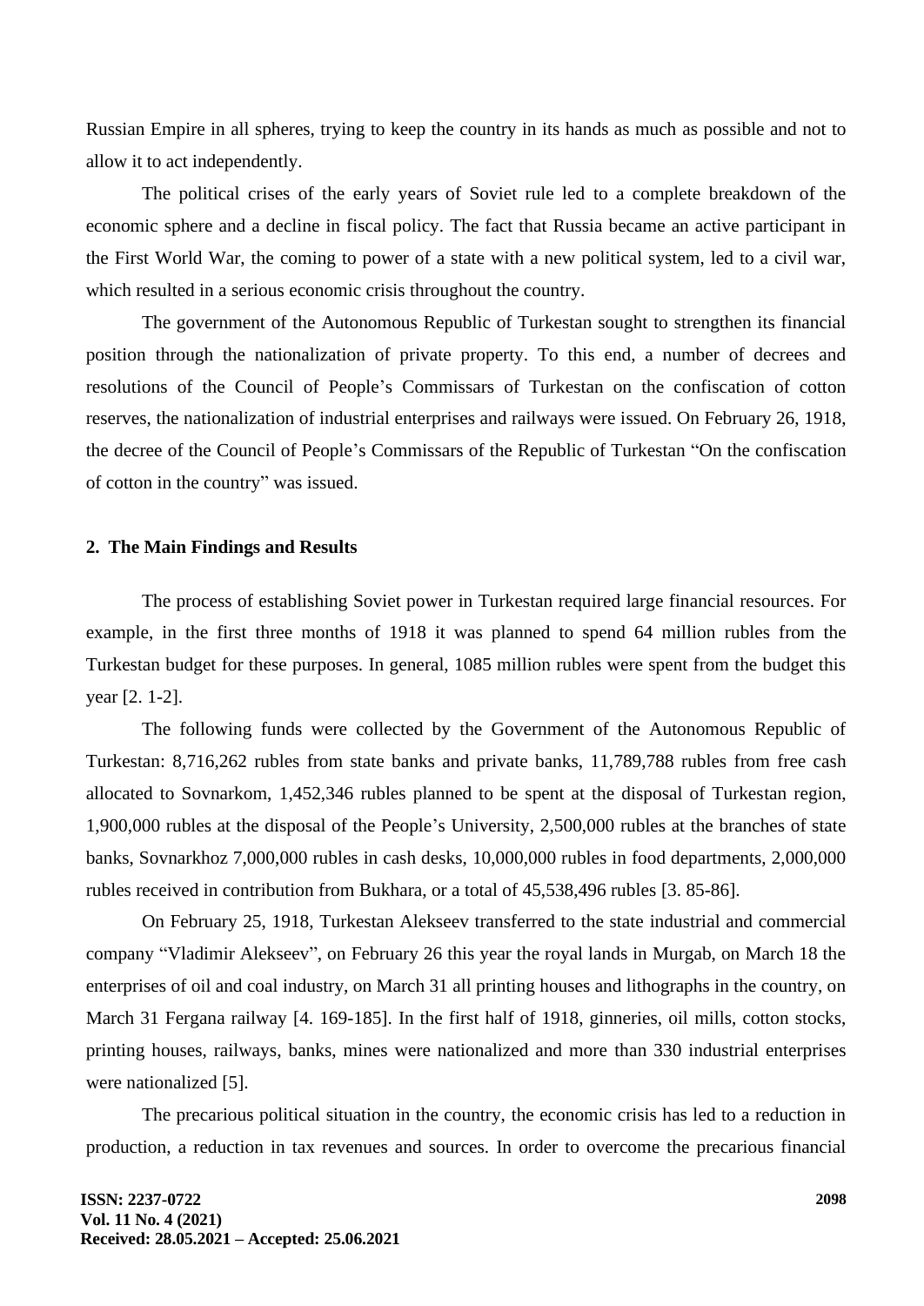Russian Empire in all spheres, trying to keep the country in its hands as much as possible and not to allow it to act independently.

The political crises of the early years of Soviet rule led to a complete breakdown of the economic sphere and a decline in fiscal policy. The fact that Russia became an active participant in the First World War, the coming to power of a state with a new political system, led to a civil war, which resulted in a serious economic crisis throughout the country.

The government of the Autonomous Republic of Turkestan sought to strengthen its financial position through the nationalization of private property. To this end, a number of decrees and resolutions of the Council of People's Commissars of Turkestan on the confiscation of cotton reserves, the nationalization of industrial enterprises and railways were issued. On February 26, 1918, the decree of the Council of People's Commissars of the Republic of Turkestan "On the confiscation of cotton in the country" was issued.

## 2. The Main Findings and Results

The process of establishing Soviet power in Turkestan required large financial resources. For example, in the first three months of 1918 it was planned to spend 64 million rubles from the Turkestan budget for these purposes. In general, 1085 million rubles were spent from the budget this year [2. 1-2].

The following funds were collected by the Government of the Autonomous Republic of Turkestan: 8,716,262 rubles from state banks and private banks, 11,789,788 rubles from free cash allocated to Sovnarkom, 1,452,346 rubles planned to be spent at the disposal of Turkestan region, 1,900,000 rubles at the disposal of the People's University, 2,500,000 rubles at the branches of state banks, Sovnarkhoz 7,000,000 rubles in cash desks, 10,000,000 rubles in food departments, 2,000,000 rubles received in contribution from Bukhara, or a total of 45,538,496 rubles [3. 85-86].

On February 25, 1918, Turkestan Alekseev transferred to the state industrial and commercial company "Vladimir Alekseev", on February 26 this year the royal lands in Murgab, on March 18 the enterprises of oil and coal industry, on March 31 all printing houses and lithographs in the country, on March 31 Fergana railway [4. 169-185]. In the first half of 1918, ginneries, oil mills, cotton stocks, printing houses, railways, banks, mines were nationalized and more than 330 industrial enterprises were nationalized [5].

The precarious political situation in the country, the economic crisis has led to a reduction in production, a reduction in tax revenues and sources. In order to overcome the precarious financial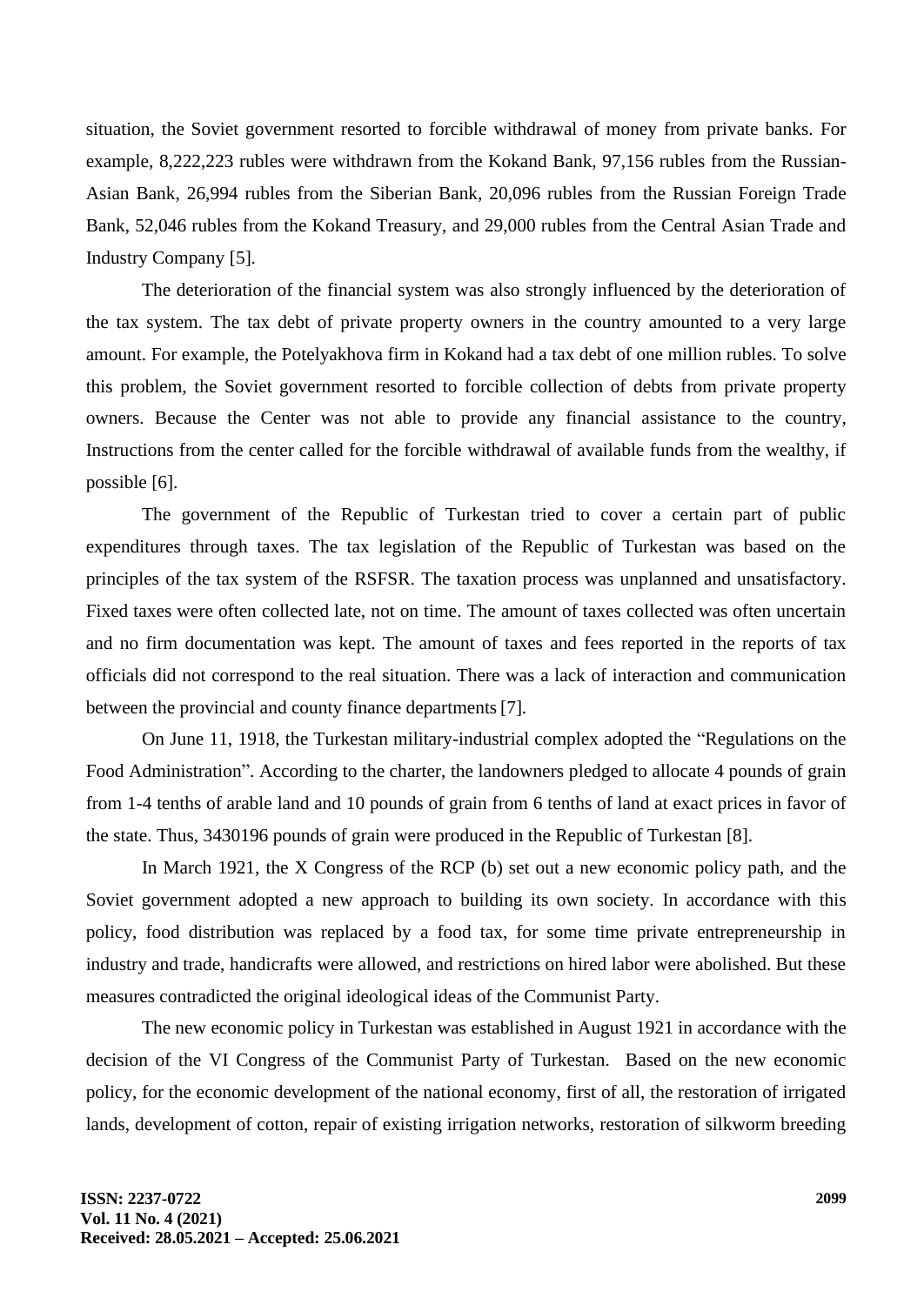situation, the Soviet government resorted to forcible withdrawal of money from private banks. For example, 8,222,223 rubles were withdrawn from the Kokand Bank, 97,156 rubles from the Russian-Asian Bank, 26,994 rubles from the Siberian Bank, 20,096 rubles from the Russian Foreign Trade Bank, 52,046 rubles from the Kokand Treasury, and 29,000 rubles from the Central Asian Trade and Industry Company [5].

The deterioration of the financial system was also strongly influenced by the deterioration of the tax system. The tax debt of private property owners in the country amounted to a very large amount. For example, the Potelyakhova firm in Kokand had a tax debt of one million rubles. To solve this problem, the Soviet government resorted to forcible collection of debts from private property owners. Because the Center was not able to provide any financial assistance to the country, Instructions from the center called for the forcible withdrawal of available funds from the wealthy, if possible [6].

The government of the Republic of Turkestan tried to cover a certain part of public expenditures through taxes. The tax legislation of the Republic of Turkestan was based on the principles of the tax system of the RSFSR. The taxation process was unplanned and unsatisfactory. Fixed taxes were often collected late, not on time. The amount of taxes collected was often uncertain and no firm documentation was kept. The amount of taxes and fees reported in the reports of tax officials did not correspond to the real situation. There was a lack of interaction and communication between the provincial and county finance departments [7].

On June 11, 1918, the Turkestan military-industrial complex adopted the "Regulations on the Food Administration". According to the charter, the landowners pledged to allocate 4 pounds of grain from 1-4 tenths of arable land and 10 pounds of grain from 6 tenths of land at exact prices in favor of the state. Thus, 3430196 pounds of grain were produced in the Republic of Turkestan [8].

In March 1921, the X Congress of the RCP (b) set out a new economic policy path, and the Soviet government adopted a new approach to building its own society. In accordance with this policy, food distribution was replaced by a food tax, for some time private entrepreneurship in industry and trade, handicrafts were allowed, and restrictions on hired labor were abolished. But these measures contradicted the original ideological ideas of the Communist Party.

The new economic policy in Turkestan was established in August 1921 in accordance with the decision of the VI Congress of the Communist Party of Turkestan. Based on the new economic policy, for the economic development of the national economy, first of all, the restoration of irrigated lands, development of cotton, repair of existing irrigation networks, restoration of silkworm breeding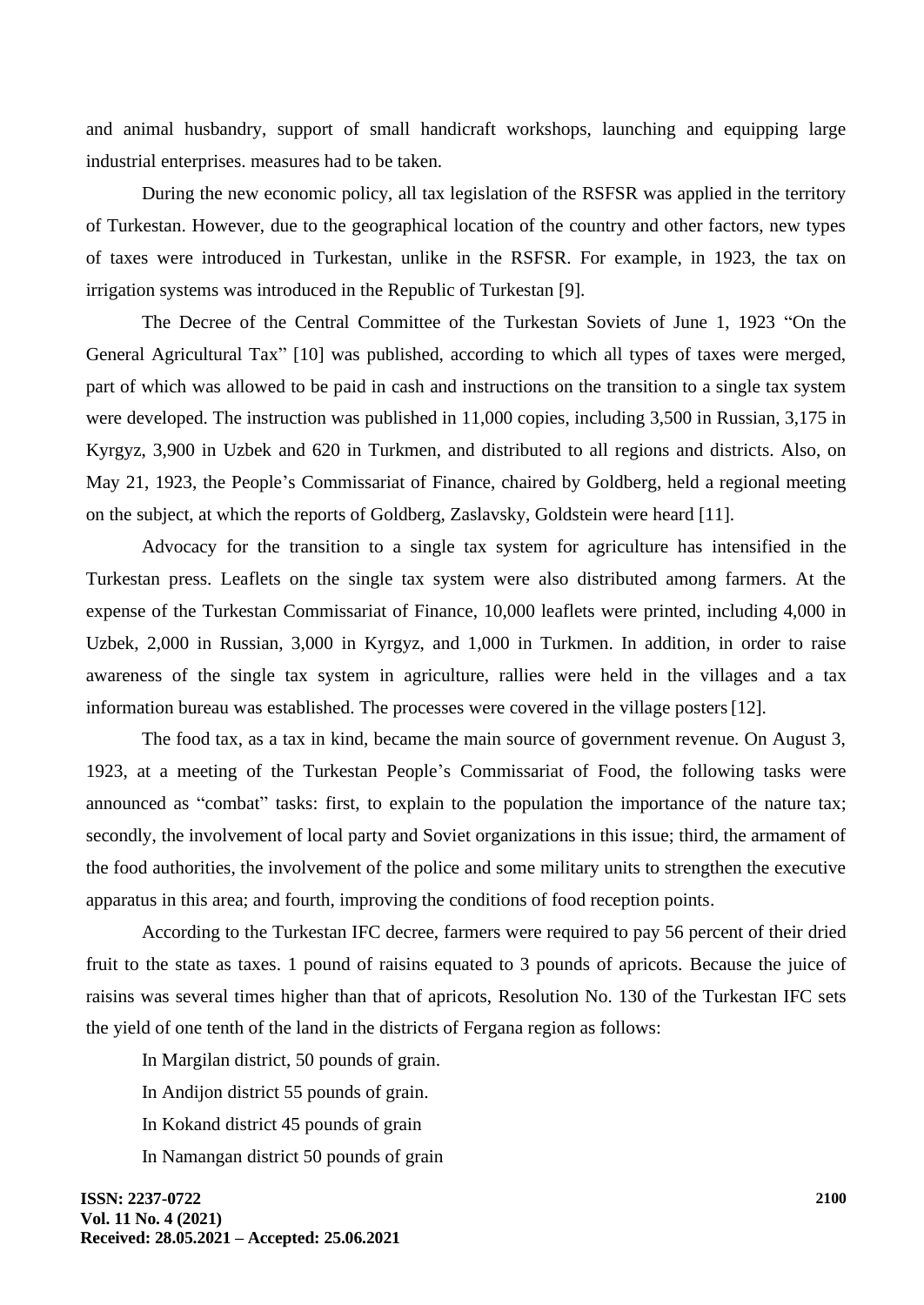and animal husbandry, support of small handicraft workshops, launching and equipping large industrial enterprises. measures had to be taken.

During the new economic policy, all tax legislation of the RSFSR was applied in the territory of Turkestan. However, due to the geographical location of the country and other factors, new types of taxes were introduced in Turkestan, unlike in the RSFSR. For example, in 1923, the tax on irrigation systems was introduced in the Republic of Turkestan [9].

The Decree of the Central Committee of the Turkestan Soviets of June 1, 1923 "On the General Agricultural Tax" [10] was published, according to which all types of taxes were merged, part of which was allowed to be paid in cash and instructions on the transition to a single tax system were developed. The instruction was published in 11,000 copies, including 3,500 in Russian, 3,175 in Kyrgyz, 3,900 in Uzbek and 620 in Turkmen, and distributed to all regions and districts. Also, on May 21, 1923, the People's Commissariat of Finance, chaired by Goldberg, held a regional meeting on the subject, at which the reports of Goldberg, Zaslavsky, Goldstein were heard [11].

Advocacy for the transition to a single tax system for agriculture has intensified in the Turkestan press. Leaflets on the single tax system were also distributed among farmers. At the expense of the Turkestan Commissariat of Finance, 10,000 leaflets were printed, including 4,000 in Uzbek, 2,000 in Russian, 3,000 in Kyrgyz, and 1,000 in Turkmen. In addition, in order to raise awareness of the single tax system in agriculture, rallies were held in the villages and a tax information bureau was established. The processes were covered in the village posters [12].

The food tax, as a tax in kind, became the main source of government revenue. On August 3, 1923, at a meeting of the Turkestan People's Commissariat of Food, the following tasks were announced as "combat" tasks: first, to explain to the population the importance of the nature tax; secondly, the involvement of local party and Soviet organizations in this issue; third, the armament of the food authorities, the involvement of the police and some military units to strengthen the executive apparatus in this area; and fourth, improving the conditions of food reception points.

According to the Turkestan IFC decree, farmers were required to pay 56 percent of their dried fruit to the state as taxes. 1 pound of raisins equated to 3 pounds of apricots. Because the juice of raisins was several times higher than that of apricots, Resolution No. 130 of the Turkestan IFC sets the yield of one tenth of the land in the districts of Fergana region as follows:

In Margilan district, 50 pounds of grain.

In Andijon district 55 pounds of grain.

In Kokand district 45 pounds of grain

In Namangan district 50 pounds of grain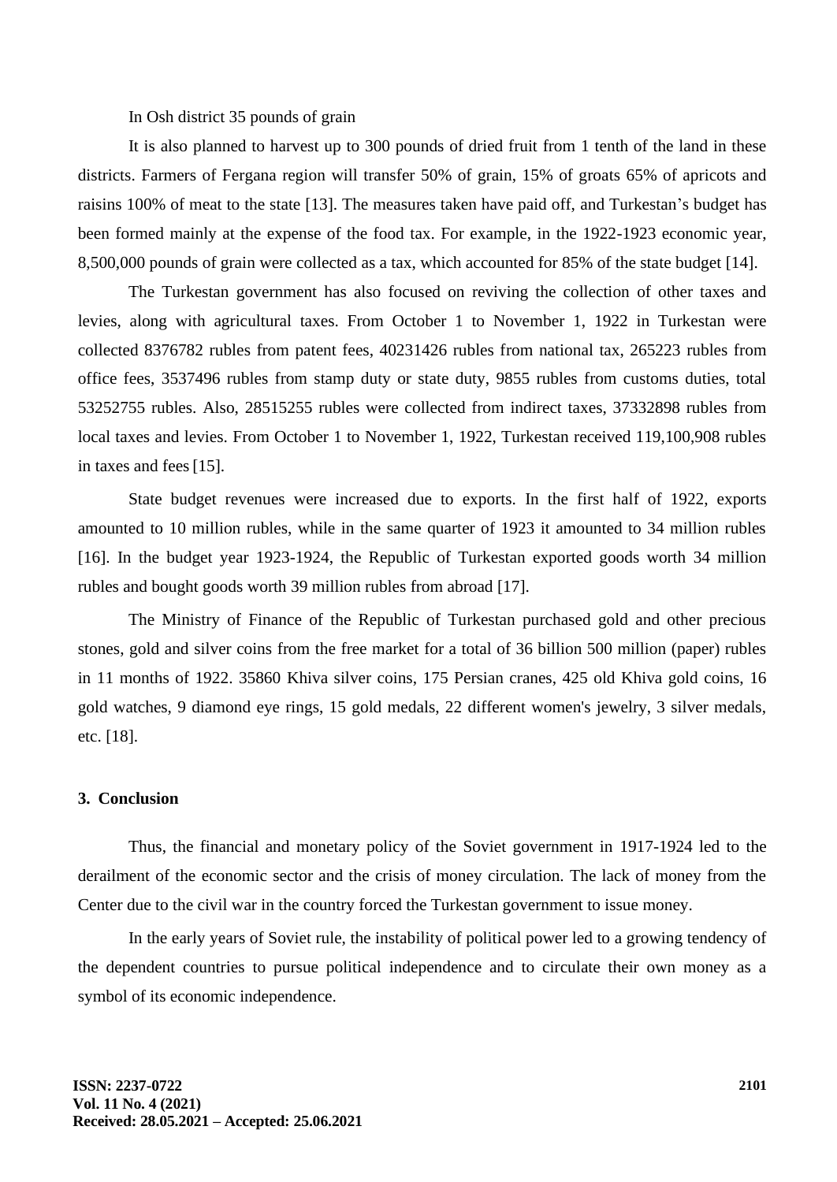In Osh district 35 pounds of grain

It is also planned to harvest up to 300 pounds of dried fruit from 1 tenth of the land in these districts. Farmers of Fergana region will transfer 50% of grain, 15% of groats 65% of apricots and raisins 100% of meat to the state [13]. The measures taken have paid off, and Turkestan's budget has been formed mainly at the expense of the food tax. For example, in the 1922-1923 economic year, 8,500,000 pounds of grain were collected as a tax, which accounted for 85% of the state budget [14].

The Turkestan government has also focused on reviving the collection of other taxes and levies, along with agricultural taxes. From October 1 to November 1, 1922 in Turkestan were collected 8376782 rubles from patent fees, 40231426 rubles from national tax, 265223 rubles from office fees, 3537496 rubles from stamp duty or state duty, 9855 rubles from customs duties, total 53252755 rubles. Also, 28515255 rubles were collected from indirect taxes, 37332898 rubles from local taxes and levies. From October 1 to November 1, 1922, Turkestan received 119,100,908 rubles in taxes and fees [15].

State budget revenues were increased due to exports. In the first half of 1922, exports amounted to 10 million rubles, while in the same quarter of 1923 it amounted to 34 million rubles [16]. In the budget year 1923-1924, the Republic of Turkestan exported goods worth 34 million rubles and bought goods worth 39 million rubles from abroad [17].

The Ministry of Finance of the Republic of Turkestan purchased gold and other precious stones, gold and silver coins from the free market for a total of 36 billion 500 million (paper) rubles in 11 months of 1922. 35860 Khiva silver coins, 175 Persian cranes, 425 old Khiva gold coins, 16 gold watches, 9 diamond eye rings, 15 gold medals, 22 different women's jewelry, 3 silver medals, etc. [18].

## 3. Conclusion

Thus, the financial and monetary policy of the Soviet government in 1917-1924 led to the derailment of the economic sector and the crisis of money circulation. The lack of money from the Center due to the civil war in the country forced the Turkestan government to issue money.

In the early years of Soviet rule, the instability of political power led to a growing tendency of the dependent countries to pursue political independence and to circulate their own money as a symbol of its economic independence.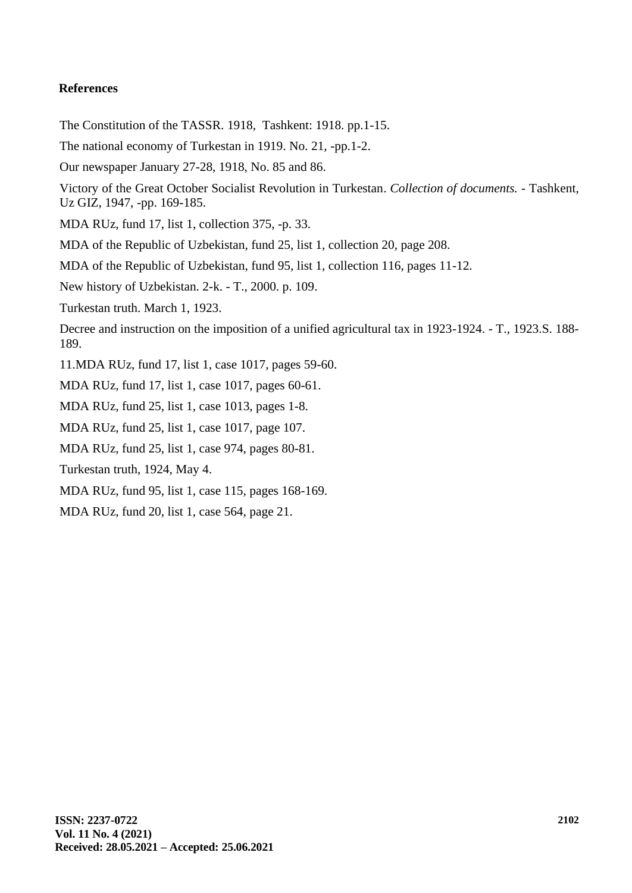**References**

The Constitution of the TASSR. 1918, Tashkent: 1918. pp.1-15.

The national economy of Turkestan in 1919. No. 21, -pp.1-2.

Our newspaper January 27-28, 1918, No. 85 and 86.

Victory of the Great October Socialist Revolution in Turkestan. *Collection of documents.* - Tashkent, Uz GIZ, 1947, -pp. 169-185.

MDA RUz, fund 17, list 1, collection 375, -p. 33.

MDA of the Republic of Uzbekistan, fund 25, list 1, collection 20, page 208.

MDA of the Republic of Uzbekistan, fund 95, list 1, collection 116, pages 11-12.

New history of Uzbekistan. 2-k. - T., 2000. p. 109.

Turkestan truth. March 1, 1923.

Decree and instruction on the imposition of a unified agricultural tax in 1923-1924. - T., 1923.S. 188-189.

11.MDA RUz, fund 17, list 1, case 1017, pages 59-60.

MDA RUz, fund 17, list 1, case 1017, pages 60-61.

MDA RUz, fund 25, list 1, case 1013, pages 1-8.

MDA RUz, fund 25, list 1, case 1017, page 107.

MDA RUz, fund 25, list 1, case 974, pages 80-81.

Turkestan truth, 1924, May 4.

MDA RUz, fund 95, list 1, case 115, pages 168-169.

MDA RUz, fund 20, list 1, case 564, page 21.